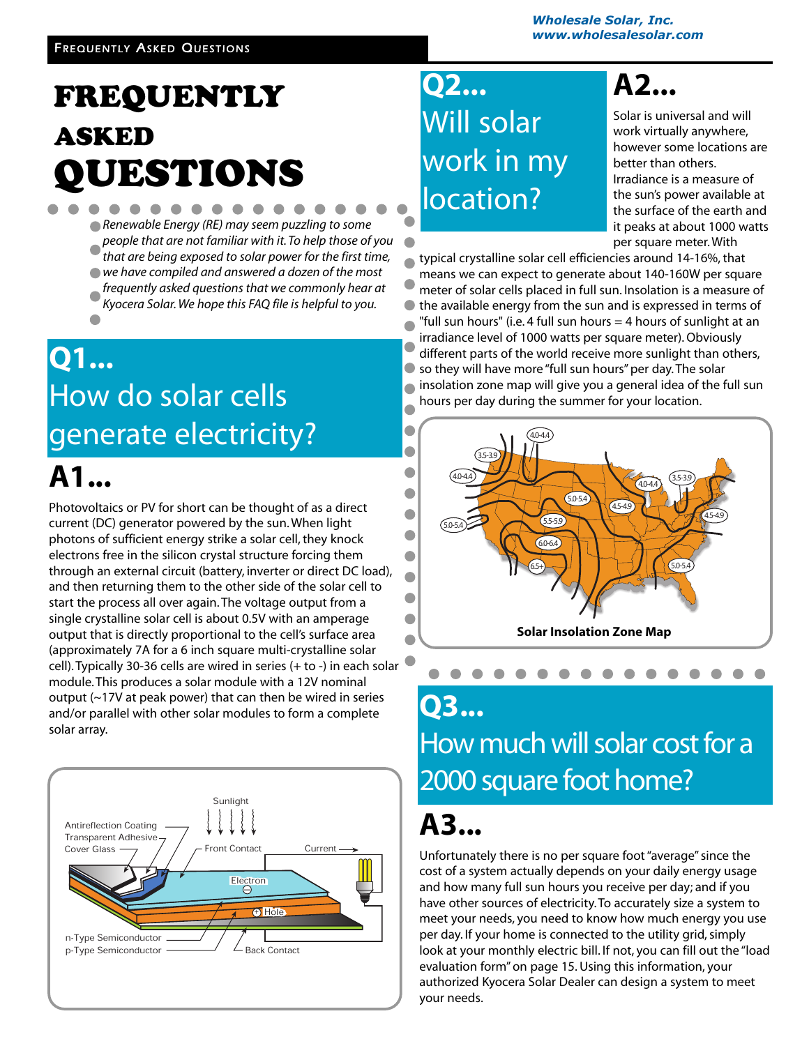# FREQUENTLY ASKED QUESTIONS

*Renewable Energy (RE) may seem puzzling to some people that are not familiar with it. To help those of you that are being exposed to solar power for the first time, we have compiled and answered a dozen of the most frequently asked questions that we commonly hear at Kyocera Solar. We hope this FAQ file is helpful to you.*

## Q1... How do solar cells generate electricity?

## A1...

Photovoltaics or PV for short can be thought of as a direct current (DC) generator powered by the sun. When light photons of sufficient energy strike a solar cell, they knock electrons free in the silicon crystal structure forcing them through an external circuit (battery, inverter or direct DC load), and then returning them to the other side of the solar cell to start the process all over again. The voltage output from a single crystalline solar cell is about 0.5V with an amperage output that is directly proportional to the cell's surface area (approximately 7A for a 6 inch square multi-crystalline solar cell). Typically 30-36 cells are wired in series (+ to -) in each solar module. This produces a solar module with a 12V nominal output (~17V at peak power) that can then be wired in series and/or parallel with other solar modules to form a complete solar array.

## Q2... Will solar work in my location?

## A2...

Solar is universal and will work virtually anywhere, however some locations are better than others. Irradiance is a measure of the sun's power available at the surface of the earth and it peaks at about 1000 watts per square meter. With typical crystalline solar cell efficiencies around 14-16%, that means we can expect to generate about 140-160W per square meter of solar cells placed in full sun. Insolation is a measure of the available energy from the sun and is expressed in terms of "full sun hours" (i.e. 4 full sun hours = 4 hours of sunlight at an irradiance level of 1000 watts per square meter). Obviously different parts of the world receive more sunlight than others, so they will have more "full sun hours" per day. The solar insolation zone map will give you a general idea of the full sun hours per day during the summer for your location.

**Solar Insolation Zone Map**

## Q3... How much will solar cost for a 2000 square foot home?

## A3...

Unfortunately there is no per square foot "average" since the cost of a system actually depends on your daily energy usage and how many full sun hours you receive per day; and if you have other sources of electricity. To accurately size a system to meet your needs, you need to know how much energy you use per day. If your home is connected to the utility grid, simply look at your monthly electric bill. If not, you can fill out the "load evaluation form" on page 15. Using this information, your authorized Kyocera Solar Dealer can design a system to meet your needs.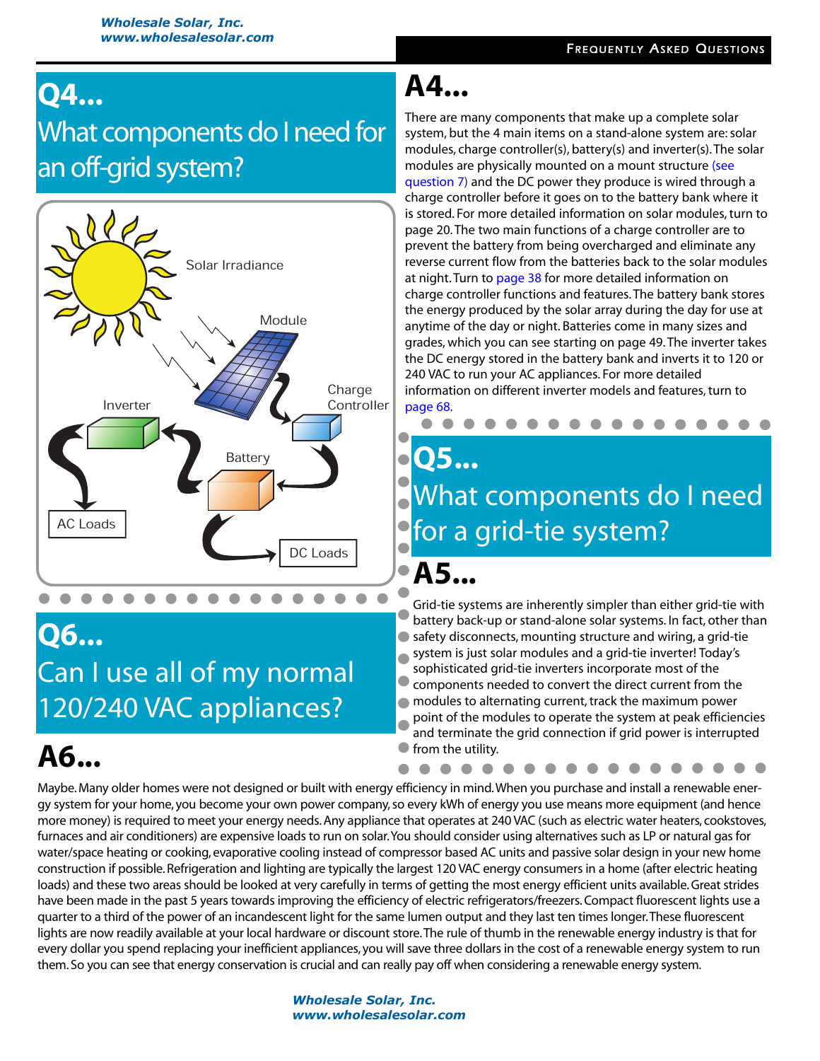## Q4... What components do I need for an off-grid system?

Solar Irradiance

Module

Charge Controller

Inverter

Battery

AC Loads

DC Loads

## A4...

There are many components that make up a complete solar system, but the 4 main items on a stand-alone system are: solar modules, charge controller(s), battery(s) and inverter(s). The solar modules are physically mounted on a mount structure (see question 7) and the DC power they produce is wired through a charge controller before it goes on to the battery bank where it is stored. For more detailed information on solar modules, turn to page 20. The two main functions of a charge controller are to prevent the battery from being overcharged and eliminate any reverse current flow from the batteries back to the solar modules at night. Turn to page 38 for more detailed information on charge controller functions and features. The battery bank stores the energy produced by the solar array during the day for use at anytime of the day or night. Batteries come in many sizes and grades, which you can see starting on page 49. The inverter takes the DC energy stored in the battery bank and inverts it to 120 or 240 VAC to run your AC appliances. For more detailed information on different inverter models and features, turn to page 68.

## Q5... What components do I need for a grid-tie system?

## A5...

Grid-tie systems are inherently simpler than either grid-tie with battery back-up or stand-alone solar systems. In fact, other than safety disconnects, mounting structure and wiring, a grid-tie system is just solar modules and a grid-tie inverter! Today's sophisticated grid-tie inverters incorporate most of the components needed to convert the direct current from the modules to alternating current, track the maximum power point of the modules to operate the system at peak efficiencies and terminate the grid connection if grid power is interrupted from the utility.

## Q6... Can I use all of my normal 120/240 VAC appliances?

## A6...

Maybe. Many older homes were not designed or built with energy efficiency in mind. When you purchase and install a renewable energy system for your home, you become your own power company, so every kWh of energy you use means more equipment (and hence more money) is required to meet your energy needs. Any appliance that operates at 240 VAC (such as electric water heaters, cookstoves, furnaces and air conditioners) are expensive loads to run on solar. You should consider using alternatives such as LP or natural gas for water/space heating or cooking, evaporative cooling instead of compressor based AC units and passive solar design in your new home construction if possible. Refrigeration and lighting are typically the largest 120 VAC energy consumers in a home (after electric heating loads) and these two areas should be looked at very carefully in terms of getting the most energy efficient units available. Great strides have been made in the past 5 years towards improving the efficiency of electric refrigerators/freezers. Compact fluorescent lights use a quarter to a third of the power of an incandescent light for the same lumen output and they last ten times longer. These fluorescent lights are now readily available at your local hardware or discount store. The rule of thumb in the renewable energy industry is that for every dollar you spend replacing your inefficient appliances, you will save three dollars in the cost of a renewable energy system to run them. So you can see that energy conservation is crucial and can really pay off when considering a renewable energy system.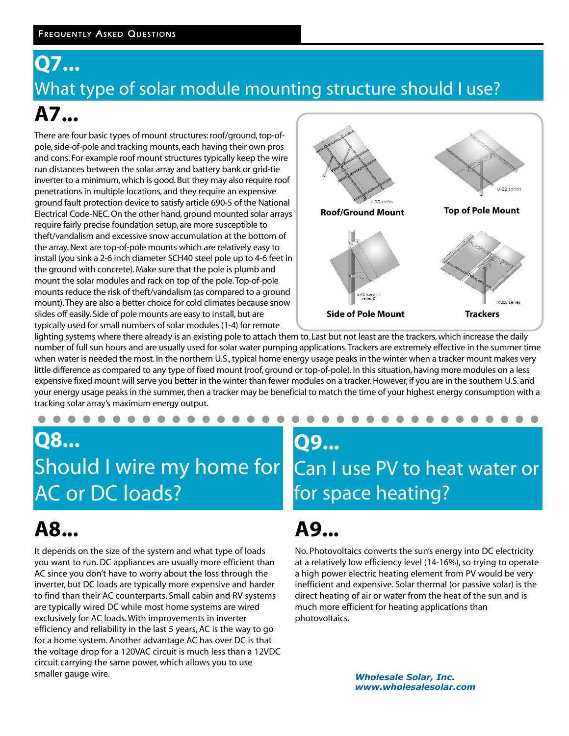# Q7...

## What type of solar module mounting structure should I use?

# A7...

There are four basic types of mount structures: roof/ground, top-of-pole, side-of-pole and tracking mounts, each having their own pros and cons. For example roof mount structures typically keep the wire run distances between the solar array and battery bank or grid-tie inverter to a minimum, which is good. But they may also require roof penetrations in multiple locations, and they require an expensive ground fault protection device to satisfy article 690-5 of the National Electrical Code-NEC. On the other hand, ground mounted solar arrays require fairly precise foundation setup, are more susceptible to theft/vandalism and excessive snow accumulation at the bottom of the array. Next are top-of-pole mounts which are relatively easy to install (you sink a 2-6 inch diameter SCH40 steel pole up to 4-6 feet in the ground with concrete). Make sure that the pole is plumb and mount the solar modules and rack on top of the pole. Top-of-pole mounts reduce the risk of theft/vandalism (as compared to a ground mount). They are also a better choice for cold climates because snow slides off easily. Side of pole mounts are easy to install, but are typically used for small numbers of solar modules (1-4) for remote lighting systems where there already is an existing pole to attach them to. Last but not least are the trackers, which increase the daily number of full sun hours and are usually used for solar water pumping applications. Trackers are extremely effective in the summer time when water is needed the most. In the northern U.S., typical home energy usage peaks in the winter when a tracker mount makes very little difference as compared to any type of fixed mount (roof, ground or top-of-pole). In this situation, having more modules on a less expensive fixed mount will serve you better in the winter than fewer modules on a tracker. However, if you are in the southern U.S. and your energy usage peaks in the summer, then a tracker may be beneficial to match the time of your highest energy consumption with a tracking solar array's maximum energy output.

U-DD series
**Roof/Ground Mount**

U-22 series
**Top of Pole Mount**

U-PS fixed-tilt series D
**Side of Pole Mount**

TR200 series
**Trackers**

# Q8...

## Should I wire my home for AC or DC loads?

# A8...

It depends on the size of the system and what type of loads you want to run. DC appliances are usually more efficient than AC since you don't have to worry about the loss through the inverter, but DC loads are typically more expensive and harder to find than their AC counterparts. Small cabin and RV systems are typically wired DC while most home systems are wired exclusively for AC loads. With improvements in inverter efficiency and reliability in the last 5 years, AC is the way to go for a home system. Another advantage AC has over DC is that the voltage drop for a 120VAC circuit is much less than a 12VDC circuit carrying the same power, which allows you to use smaller gauge wire.

# Q9...

## Can I use PV to heat water or for space heating?

# A9...

No. Photovoltaics converts the sun's energy into DC electricity at a relatively low efficiency level (14-16%), so trying to operate a high power electric heating element from PV would be very inefficient and expensive. Solar thermal (or passive solar) is the direct heating of air or water from the heat of the sun and is much more efficient for heating applications than photovoltaics.

***Wholesale Solar, Inc.***
***www.wholesalesolar.com***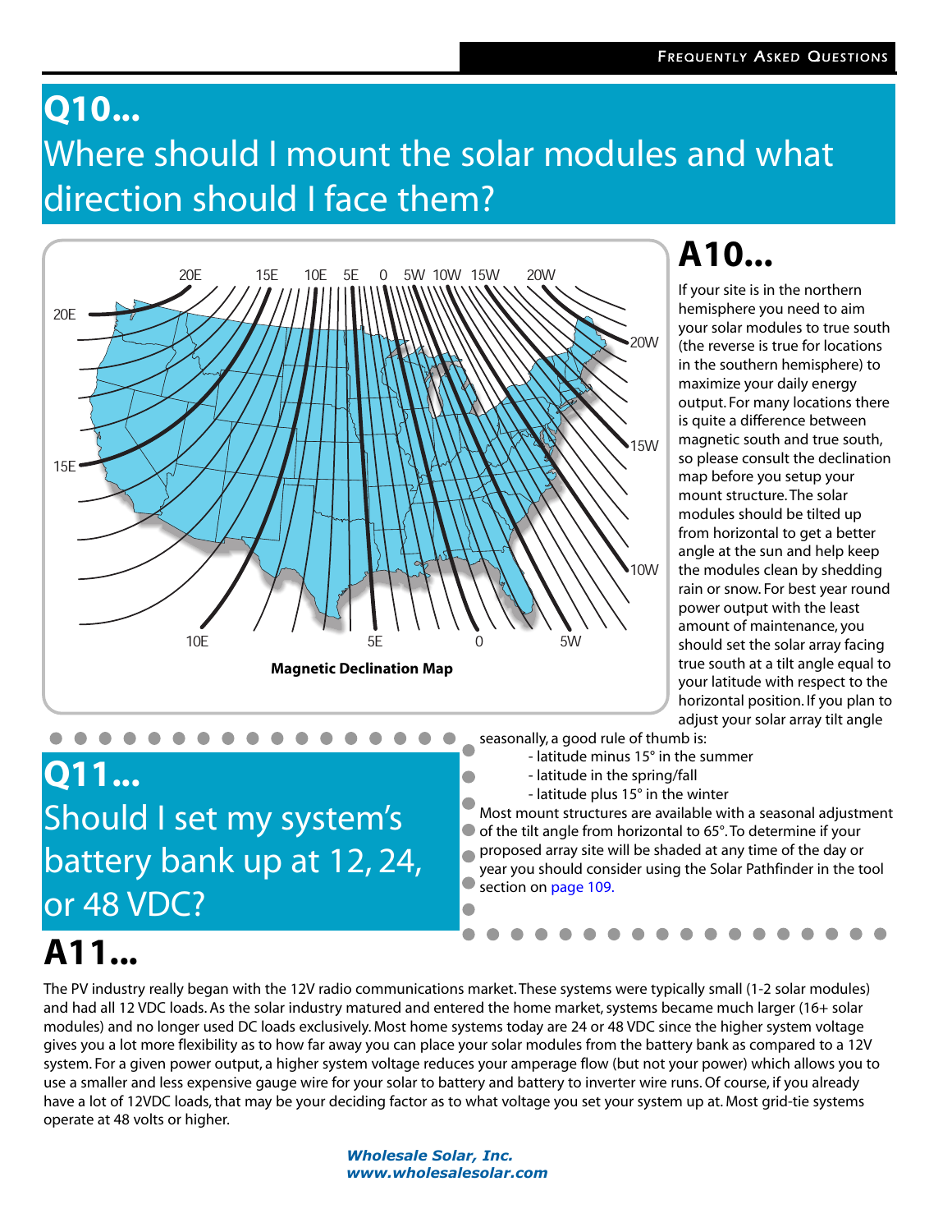## Q10...

## Where should I mount the solar modules and what direction should I face them?

20E
15E
10E
5E
0
5W
10W
15W
20W
20E
20W
15E
15W
10W
10E
5E
0
5W

**Magnetic Declination Map**

## A10...

If your site is in the northern hemisphere you need to aim your solar modules to true south (the reverse is true for locations in the southern hemisphere) to maximize your daily energy output. For many locations there is quite a difference between magnetic south and true south, so please consult the declination map before you setup your mount structure. The solar modules should be tilted up from horizontal to get a better angle at the sun and help keep the modules clean by shedding rain or snow. For best year round power output with the least amount of maintenance, you should set the solar array facing true south at a tilt angle equal to your latitude with respect to the horizontal position. If you plan to adjust your solar array tilt angle seasonally, a good rule of thumb is:

- latitude minus 15° in the summer
- latitude in the spring/fall
- latitude plus 15° in the winter

Most mount structures are available with a seasonal adjustment of the tilt angle from horizontal to 65°. To determine if your proposed array site will be shaded at any time of the day or year you should consider using the Solar Pathfinder in the tool section on page 109.

## Q11...

## Should I set my system's battery bank up at 12, 24, or 48 VDC?

## A11...

The PV industry really began with the 12V radio communications market. These systems were typically small (1-2 solar modules) and had all 12 VDC loads. As the solar industry matured and entered the home market, systems became much larger (16+ solar modules) and no longer used DC loads exclusively. Most home systems today are 24 or 48 VDC since the higher system voltage gives you a lot more flexibility as to how far away you can place your solar modules from the battery bank as compared to a 12V system. For a given power output, a higher system voltage reduces your amperage flow (but not your power) which allows you to use a smaller and less expensive gauge wire for your solar to battery and battery to inverter wire runs. Of course, if you already have a lot of 12VDC loads, that may be your deciding factor as to what voltage you set your system up at. Most grid-tie systems operate at 48 volts or higher.

*Wholesale Solar, Inc.*
*www.wholesalesolar.com*